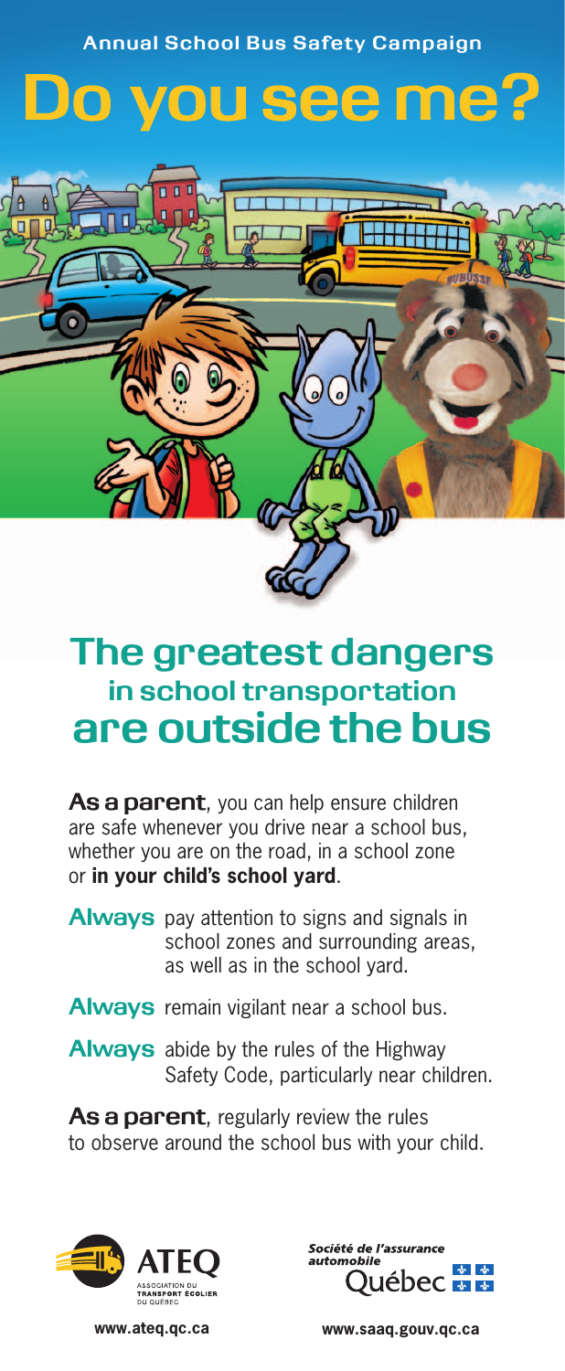Annual School Bus Safety Campaign

# Do you see me?

## The greatest dangers in school transportation are outside the bus

**As a parent**, you can help ensure children are safe whenever you drive near a school bus, whether you are on the road, in a school zone or **in your child's school yard**.

**Always** pay attention to signs and signals in school zones and surrounding areas, as well as in the school yard.

**Always** remain vigilant near a school bus.

**Always** abide by the rules of the Highway Safety Code, particularly near children.

**As a parent**, regularly review the rules to observe around the school bus with your child.

ATEQ
ASSOCIATION DU TRANSPORT ÉCOLIER DU QUÉBEC

www.ateq.qc.ca

Société de l'assurance automobile Québec

www.saaq.gouv.qc.ca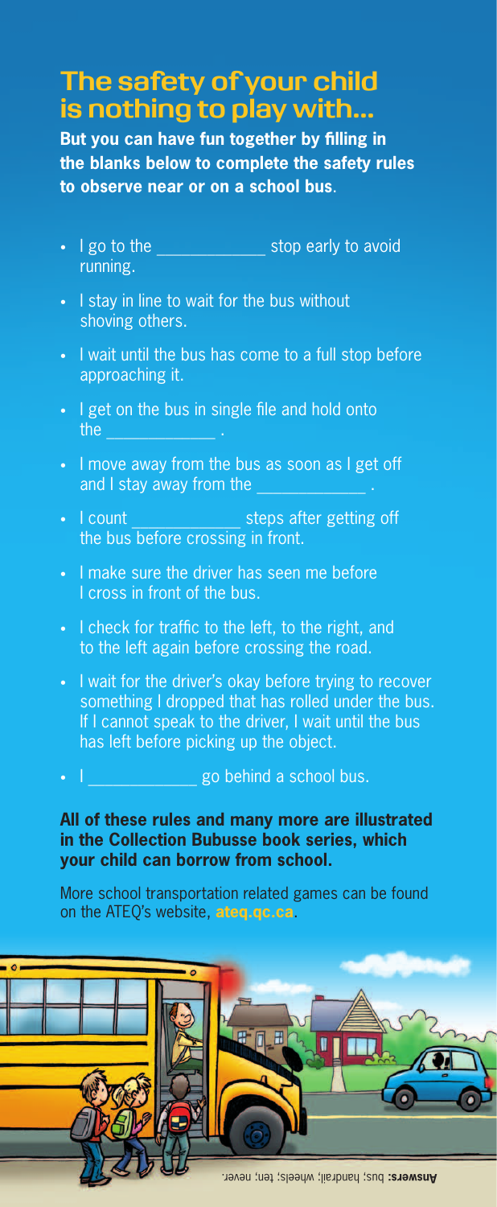## The safety of your child is nothing to play with...

**But you can have fun together by filling in the blanks below to complete the safety rules to observe near or on a school bus**.

- I go to the ____________ stop early to avoid running.
- I stay in line to wait for the bus without shoving others.
- I wait until the bus has come to a full stop before approaching it.
- I get on the bus in single file and hold onto the ____________ .
- I move away from the bus as soon as I get off and I stay away from the ____________ .
- I count ____________ steps after getting off the bus before crossing in front.
- I make sure the driver has seen me before I cross in front of the bus.
- I check for traffic to the left, to the right, and to the left again before crossing the road.
- I wait for the driver's okay before trying to recover something I dropped that has rolled under the bus. If I cannot speak to the driver, I wait until the bus has left before picking up the object.
- I ____________ go behind a school bus.

**All of these rules and many more are illustrated in the Collection Bubusse book series, which your child can borrow from school.**

More school transportation related games can be found on the ATEQ's website, **ateq.qc.ca**.

**Answers:** bus; handrail; wheels; ten; never.